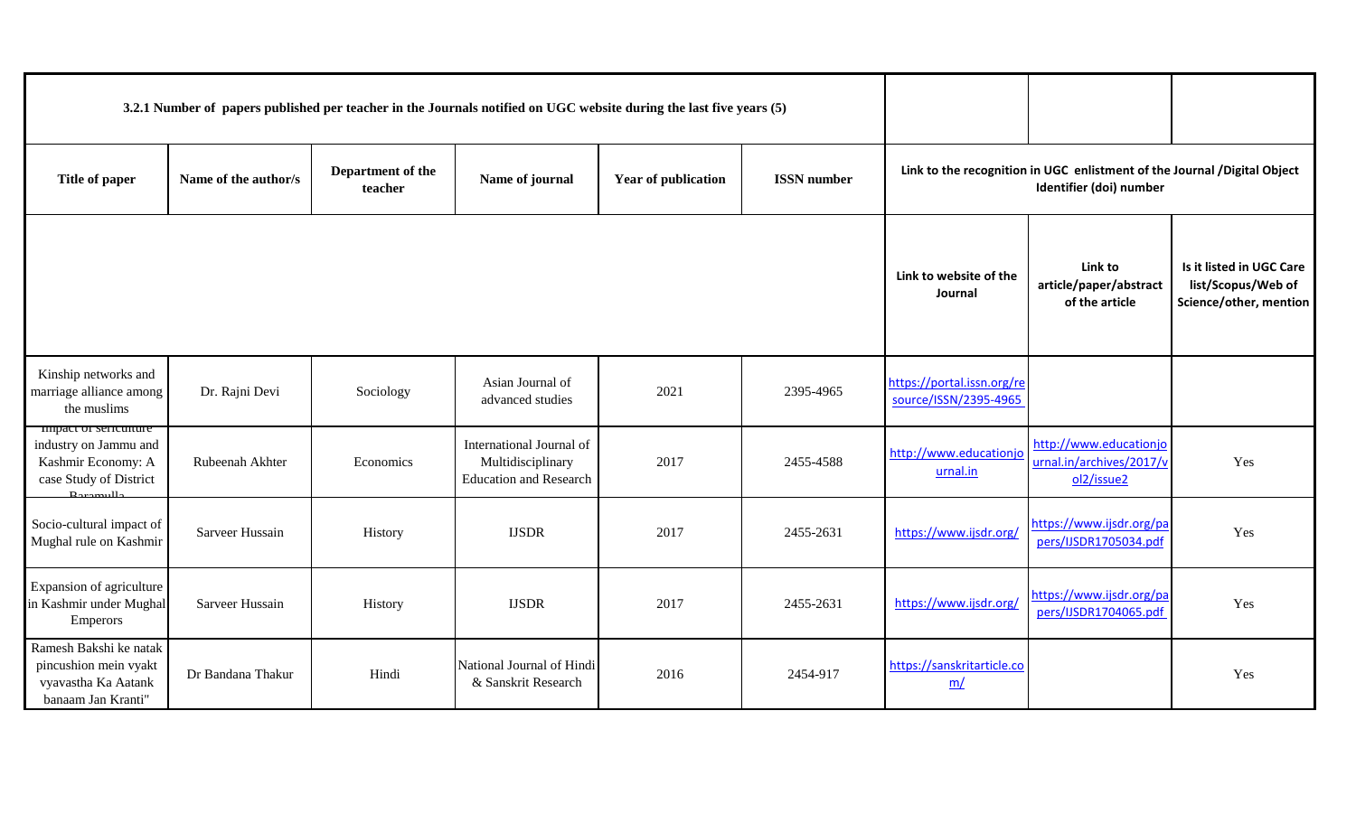| 3.2.1 Number of papers published per teacher in the Journals notified on UGC website during the last five years (5) | | | | | | | | |
|---|---|---|---|---|---|---|---|---|
| Title of paper | Name of the author/s | Department of the teacher | Name of journal | Year of publication | ISSN number | Link to the recognition in UGC enlistment of the Journal /Digital Object Identifier (doi) number | | |
| | | | | | | Link to website of the Journal | Link to article/paper/abstract of the article | Is it listed in UGC Care list/Scopus/Web of Science/other, mention |
| Kinship networks and marriage alliance among the muslims | Dr. Rajni Devi | Sociology | Asian Journal of advanced studies | 2021 | 2395-4965 | https://portal.issn.org/resource/ISSN/2395-4965 | | |
| Impact of sericulture industry on Jammu and Kashmir Economy: A case Study of District Baramulla | Rubeenah Akhter | Economics | International Journal of Multidisciplinary Education and Research | 2017 | 2455-4588 | http://www.educationjournal.in | http://www.educationjournal.in/archives/2017/vol2/issue2 | Yes |
| Socio-cultural impact of Mughal rule on Kashmir | Sarveer Hussain | History | IJSDR | 2017 | 2455-2631 | https://www.ijsdr.org/ | https://www.ijsdr.org/papers/IJSDR1705034.pdf | Yes |
| Expansion of agriculture in Kashmir under Mughal Emperors | Sarveer Hussain | History | IJSDR | 2017 | 2455-2631 | https://www.ijsdr.org/ | https://www.ijsdr.org/papers/IJSDR1704065.pdf | Yes |
| Ramesh Bakshi ke natak pincushion mein vyakt vyavastha Ka Aatank banaam Jan Kranti" | Dr Bandana Thakur | Hindi | National Journal of Hindi & Sanskrit Research | 2016 | 2454-917 | https://sanskritarticle.com/ | | Yes |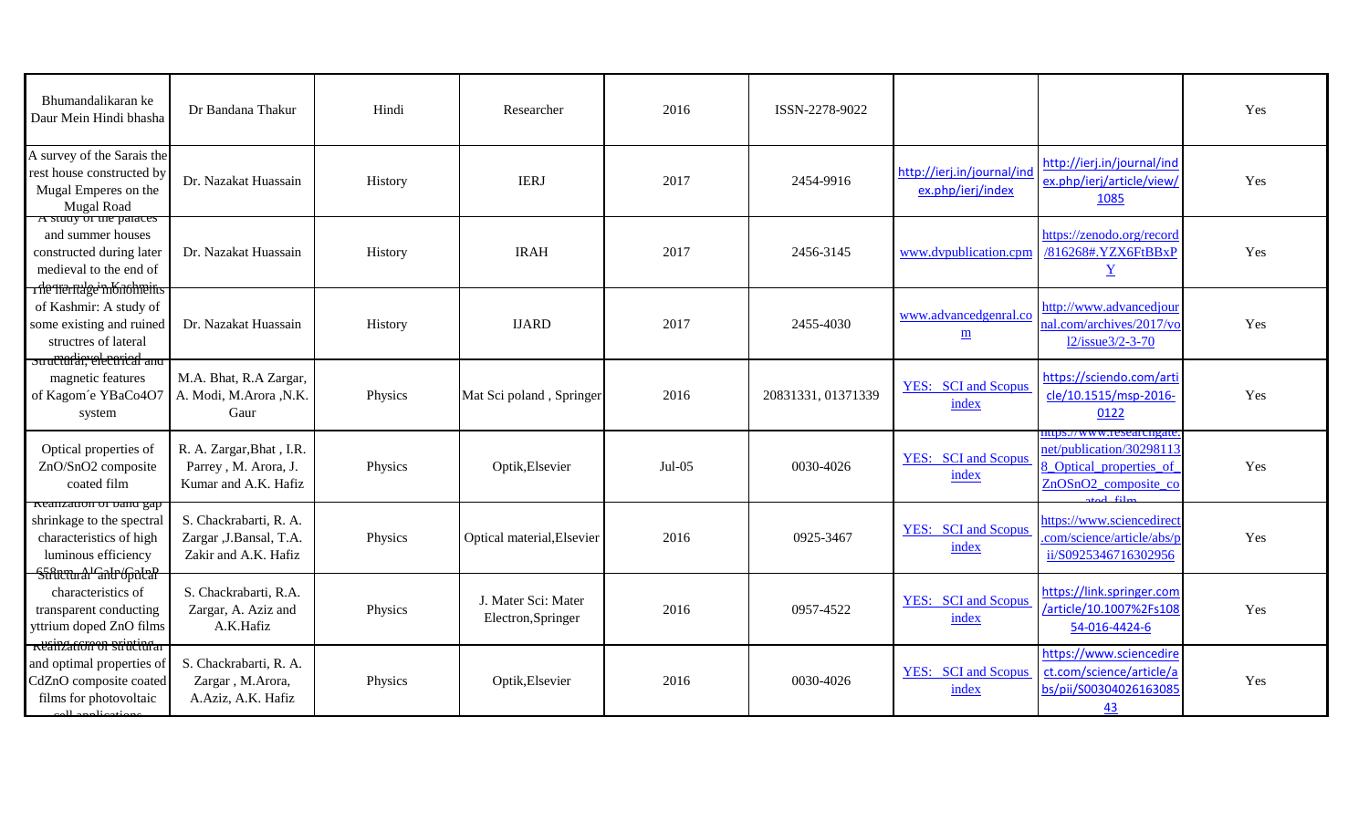| | | | | | | | | |
|---|---|---|---|---|---|---|---|---|
| Bhumandalikaran ke Daur Mein Hindi bhasha | Dr Bandana Thakur | Hindi | Researcher | 2016 | ISSN-2278-9022 | | | Yes |
| A survey of the Sarais the rest house constructed by Mugal Emperes on the Mugal Road | Dr. Nazakat Huassain | History | IERJ | 2017 | 2454-9916 | http://ierj.in/journal/index.php/ierj/index | http://ierj.in/journal/index.php/ierj/article/view/1085 | Yes |
| A study of the palaces and summer houses constructed during later medieval to the end of dogra rule in Kashmir | Dr. Nazakat Huassain | History | IRAH | 2017 | 2456-3145 | www.dvpublication.cpm | https://zenodo.org/record/816268#.YZX6FtBBxPY | Yes |
| The heritage monuments of Kashmir: A study of some existing and ruined structres of lateral medieval period | Dr. Nazakat Huassain | History | IJARD | 2017 | 2455-4030 | www.advancedgenral.com | http://www.advancedjournal.com/archives/2017/vol2/issue3/2-3-70 | Yes |
| Structural, electrical and magnetic features of Kagom´e YBaCo4O7 system | M.A. Bhat, R.A Zargar, A. Modi, M.Arora ,N.K. Gaur | Physics | Mat Sci poland , Springer | 2016 | 20831331, 01371339 | YES: SCI and Scopus index | https://sciendo.com/article/10.1515/msp-2016-0122 | Yes |
| Optical properties of ZnO/SnO2 composite coated film | R. A. Zargar,Bhat , I.R. Parrey , M. Arora, J. Kumar and A.K. Hafiz | Physics | Optik,Elsevier | Jul-05 | 0030-4026 | YES: SCI and Scopus index | https://www.researchgate.net/publication/302981138_Optical_properties_of_ZnOSnO2_composite_coated_film | Yes |
| Realization of band gap shrinkage to the spectral characteristics of high luminous efficiency 658nm AlGaInP/GaInP | S. Chackrabarti, R. A. Zargar ,J.Bansal, T.A. Zakir and A.K. Hafiz | Physics | Optical material,Elsevier | 2016 | 0925-3467 | YES: SCI and Scopus index | https://www.sciencedirect.com/science/article/abs/pii/S0925346716302956 | Yes |
| Structural and optical characteristics of transparent conducting yttrium doped ZnO films using screen printing | S. Chackrabarti, R.A. Zargar, A. Aziz and A.K.Hafiz | Physics | J. Mater Sci: Mater Electron,Springer | 2016 | 0957-4522 | YES: SCI and Scopus index | https://link.springer.com/article/10.1007%2Fs10854-016-4424-6 | Yes |
| Realization of structural and optimal properties of CdZnO composite coated films for photovoltaic cell applications | S. Chackrabarti, R. A. Zargar , M.Arora, A.Aziz, A.K. Hafiz | Physics | Optik,Elsevier | 2016 | 0030-4026 | YES: SCI and Scopus index | https://www.sciencedirect.com/science/article/abs/pii/S0030402616308543 | Yes |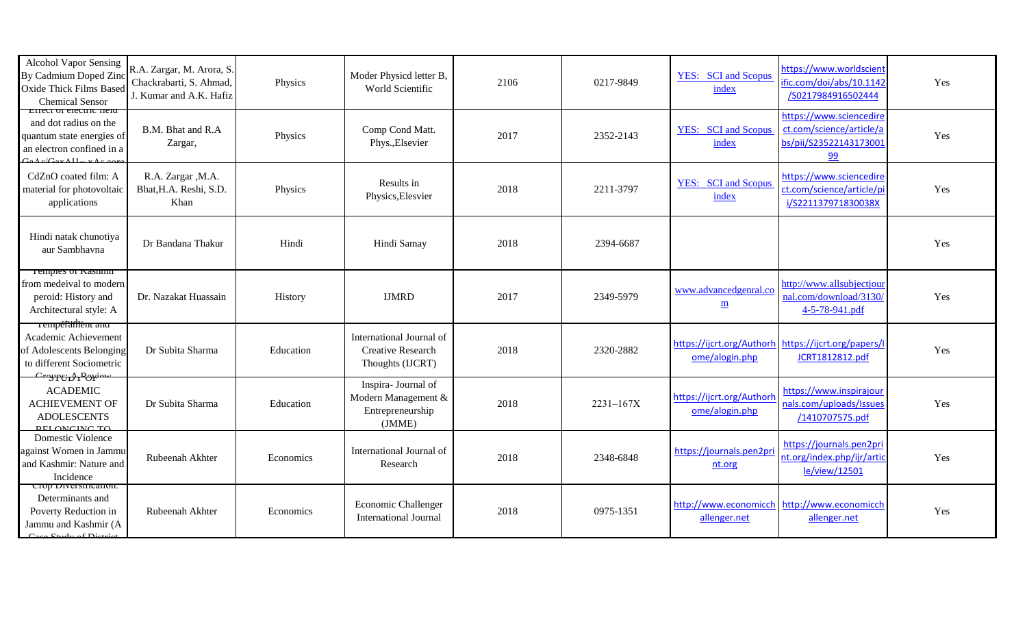| | | | | | | | | |
|---|---|---|---|---|---|---|---|---|
| Alcohol Vapor Sensing By Cadmium Doped Zinc Oxide Thick Films Based Chemical Sensor | R.A. Zargar, M. Arora, S. Chackrabarti, S. Ahmad, J. Kumar and A.K. Hafiz | Physics | Moder Physicd letter B, World Scientific | 2106 | 0217-9849 | YES: SCI and Scopus index | https://www.worldscientific.com/doi/abs/10.1142/S0217984916502444 | Yes |
| Effect of electric field and dot radius on the quantum state energies of an electron confined in a GaAs/GaxAl1−xAs core | B.M. Bhat and R.A Zargar, | Physics | Comp Cond Matt. Phys.,Elsevier | 2017 | 2352-2143 | YES: SCI and Scopus index | https://www.sciencedirect.com/science/article/abs/pii/S2352214317300199 | Yes |
| CdZnO coated film: A material for photovoltaic applications | R.A. Zargar ,M.A. Bhat,H.A. Reshi, S.D. Khan | Physics | Results in Physics,Elesvier | 2018 | 2211-3797 | YES: SCI and Scopus index | https://www.sciencedirect.com/science/article/pii/S221137971830038X | Yes |
| Hindi natak chunotiya aur Sambhavna | Dr Bandana Thakur | Hindi | Hindi Samay | 2018 | 2394-6687 | | | Yes |
| Temples of Kashmir from medeival to modern peroid: History and Architectural style: A study | Dr. Nazakat Huassain | History | IJMRD | 2017 | 2349-5979 | www.advancedgenral.com | http://www.allsubjectjournal.com/download/3130/4-5-78-941.pdf | Yes |
| Temperament and Academic Achievement of Adolescents Belonging to different Sociometric Groups-A Review | Dr Subita Sharma | Education | International Journal of Creative Research Thoughts (IJCRT) | 2018 | 2320-2882 | https://ijcrt.org/Authorhome/alogin.php | https://ijcrt.org/papers/IJCRT1812812.pdf | Yes |
| STUDY OF ACADEMIC ACHIEVEMENT OF ADOLESCENTS BELONGING TO | Dr Subita Sharma | Education | Inspira- Journal of Modern Management & Entrepreneurship (JMME) | 2018 | 2231–167X | https://ijcrt.org/Authorhome/alogin.php | https://www.inspirajournals.com/uploads/Issues/1410707575.pdf | Yes |
| Domestic Violence against Women in Jammu and Kashmir: Nature and Incidence | Rubeenah Akhter | Economics | International Journal of Research | 2018 | 2348-6848 | https://journals.pen2print.org | https://journals.pen2print.org/index.php/ijr/article/view/12501 | Yes |
| Crop Diversification: Determinants and Poverty Reduction in Jammu and Kashmir (A Case Study of District | Rubeenah Akhter | Economics | Economic Challenger International Journal | 2018 | 0975-1351 | http://www.economicchallenger.net | http://www.economicchallenger.net | Yes |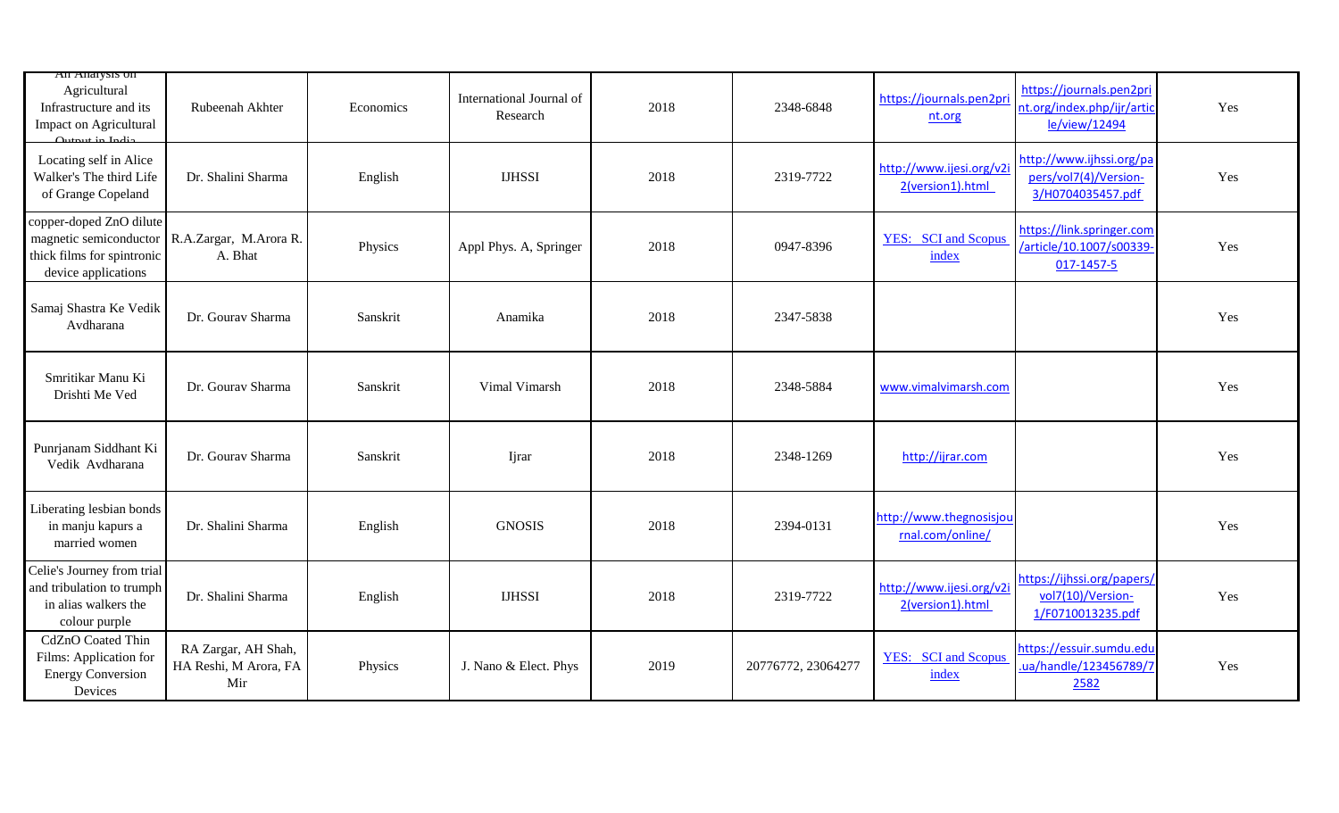| An Analysis on Agricultural Infrastructure and its Impact on Agricultural Output in India | Rubeenah Akhter | Economics | International Journal of Research | 2018 | 2348-6848 | https://journals.pen2print.org | https://journals.pen2print.org/index.php/ijr/article/view/12494 | Yes |
|---|---|---|---|---|---|---|---|---|
| Locating self in Alice Walker's The third Life of Grange Copeland | Dr. Shalini Sharma | English | IJHSSI | 2018 | 2319-7722 | http://www.ijesi.org/v2i2(version1).html | http://www.ijhssi.org/papers/vol7(4)/Version-3/H0704035457.pdf | Yes |
| copper-doped ZnO dilute magnetic semiconductor thick films for spintronic device applications | R.A.Zargar, M.Arora R. A. Bhat | Physics | Appl Phys. A, Springer | 2018 | 0947-8396 | YES: SCI and Scopus index | https://link.springer.com/article/10.1007/s00339-017-1457-5 | Yes |
| Samaj Shastra Ke Vedik Avdharana | Dr. Gourav Sharma | Sanskrit | Anamika | 2018 | 2347-5838 | | | Yes |
| Smritikar Manu Ki Drishti Me Ved | Dr. Gourav Sharma | Sanskrit | Vimal Vimarsh | 2018 | 2348-5884 | www.vimalvimarsh.com | | Yes |
| Punrjanam Siddhant Ki Vedik Avdharana | Dr. Gourav Sharma | Sanskrit | Ijrar | 2018 | 2348-1269 | http://ijrar.com | | Yes |
| Liberating lesbian bonds in manju kapurs a married women | Dr. Shalini Sharma | English | GNOSIS | 2018 | 2394-0131 | http://www.thegnosisjournal.com/online/ | | Yes |
| Celie's Journey from trial and tribulation to trumph in alias walkers the colour purple | Dr. Shalini Sharma | English | IJHSSI | 2018 | 2319-7722 | http://www.ijesi.org/v2i2(version1).html | https://ijhssi.org/papers/vol7(10)/Version-1/F0710013235.pdf | Yes |
| CdZnO Coated Thin Films: Application for Energy Conversion Devices | RA Zargar, AH Shah, HA Reshi, M Arora, FA Mir | Physics | J. Nano & Elect. Phys | 2019 | 20776772, 23064277 | YES: SCI and Scopus index | https://essuir.sumdu.edu.ua/handle/123456789/72582 | Yes |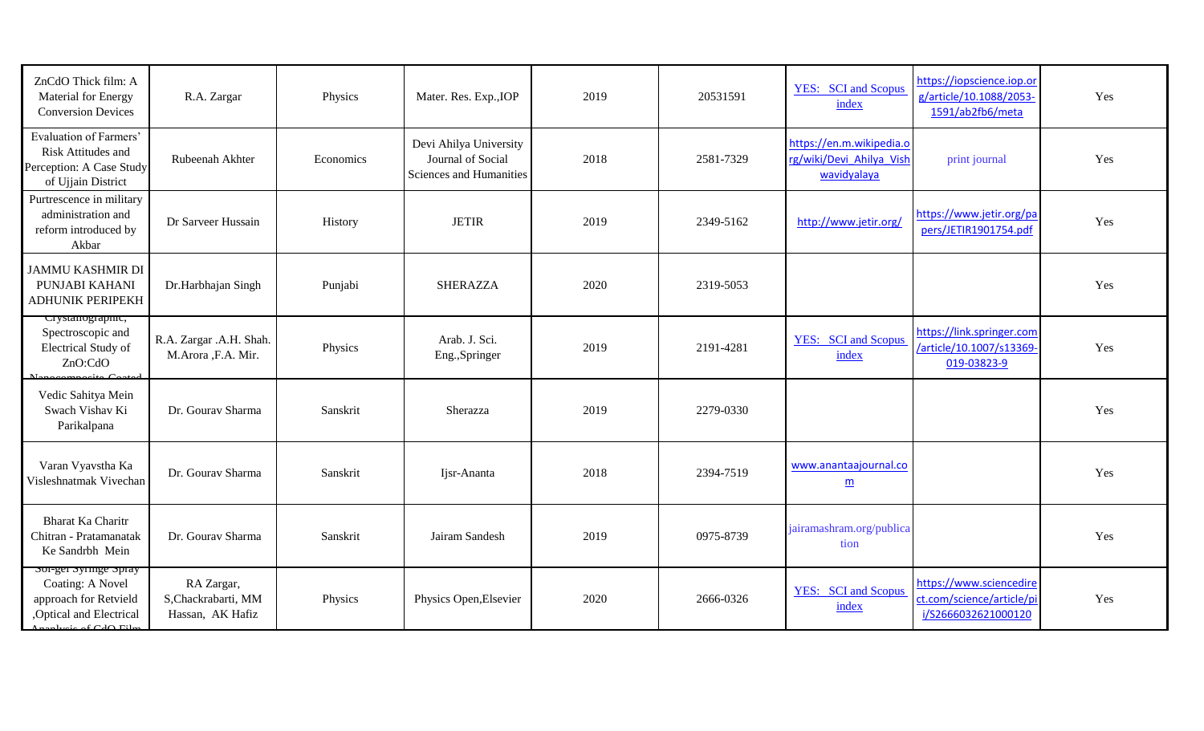| ZnCdO Thick film: A Material for Energy Conversion Devices | R.A. Zargar | Physics | Mater. Res. Exp.,IOP | 2019 | 20531591 | YES: SCI and Scopus index | https://iopscience.iop.org/article/10.1088/2053-1591/ab2fb6/meta | Yes |
|---|---|---|---|---|---|---|---|---|
| Evaluation of Farmers' Risk Attitudes and Perception: A Case Study of Ujjain District | Rubeenah Akhter | Economics | Devi Ahilya University Journal of Social Sciences and Humanities | 2018 | 2581-7329 | https://en.m.wikipedia.org/wiki/Devi_Ahilya_Vishwavidyalaya | print journal | Yes |
| Purtrescence in military administration and reform introduced by Akbar | Dr Sarveer Hussain | History | JETIR | 2019 | 2349-5162 | http://www.jetir.org/ | https://www.jetir.org/papers/JETIR1901754.pdf | Yes |
| JAMMU KASHMIR DI PUNJABI KAHANI ADHUNIK PERIPEKH | Dr.Harbhajan Singh | Punjabi | SHERAZZA | 2020 | 2319-5053 | | | Yes |
| Crystallographic, Spectroscopic and Electrical Study of ZnO:CdO Nanocomposite Coated | R.A. Zargar .A.H. Shah. M.Arora ,F.A. Mir. | Physics | Arab. J. Sci. Eng.,Springer | 2019 | 2191-4281 | YES: SCI and Scopus index | https://link.springer.com/article/10.1007/s13369-019-03823-9 | Yes |
| Vedic Sahitya Mein Swach Vishav Ki Parikalpana | Dr. Gourav Sharma | Sanskrit | Sherazza | 2019 | 2279-0330 | | | Yes |
| Varan Vyavstha Ka Visleshnatmak Vivechan | Dr. Gourav Sharma | Sanskrit | Ijsr-Ananta | 2018 | 2394-7519 | www.anantaajournal.com | | Yes |
| Bharat Ka Charitr Chitran - Pratamanatak Ke Sandrbh Mein | Dr. Gourav Sharma | Sanskrit | Jairam Sandesh | 2019 | 0975-8739 | jairamashram.org/publication | | Yes |
| Sol-gel Syringe Spray Coating: A Novel approach for Retvield ,Optical and Electrical Analysis of CdO Film | RA Zargar, S,Chackrabarti, MM Hassan, AK Hafiz | Physics | Physics Open,Elsevier | 2020 | 2666-0326 | YES: SCI and Scopus index | https://www.sciencedirect.com/science/article/pii/S2666032621000120 | Yes |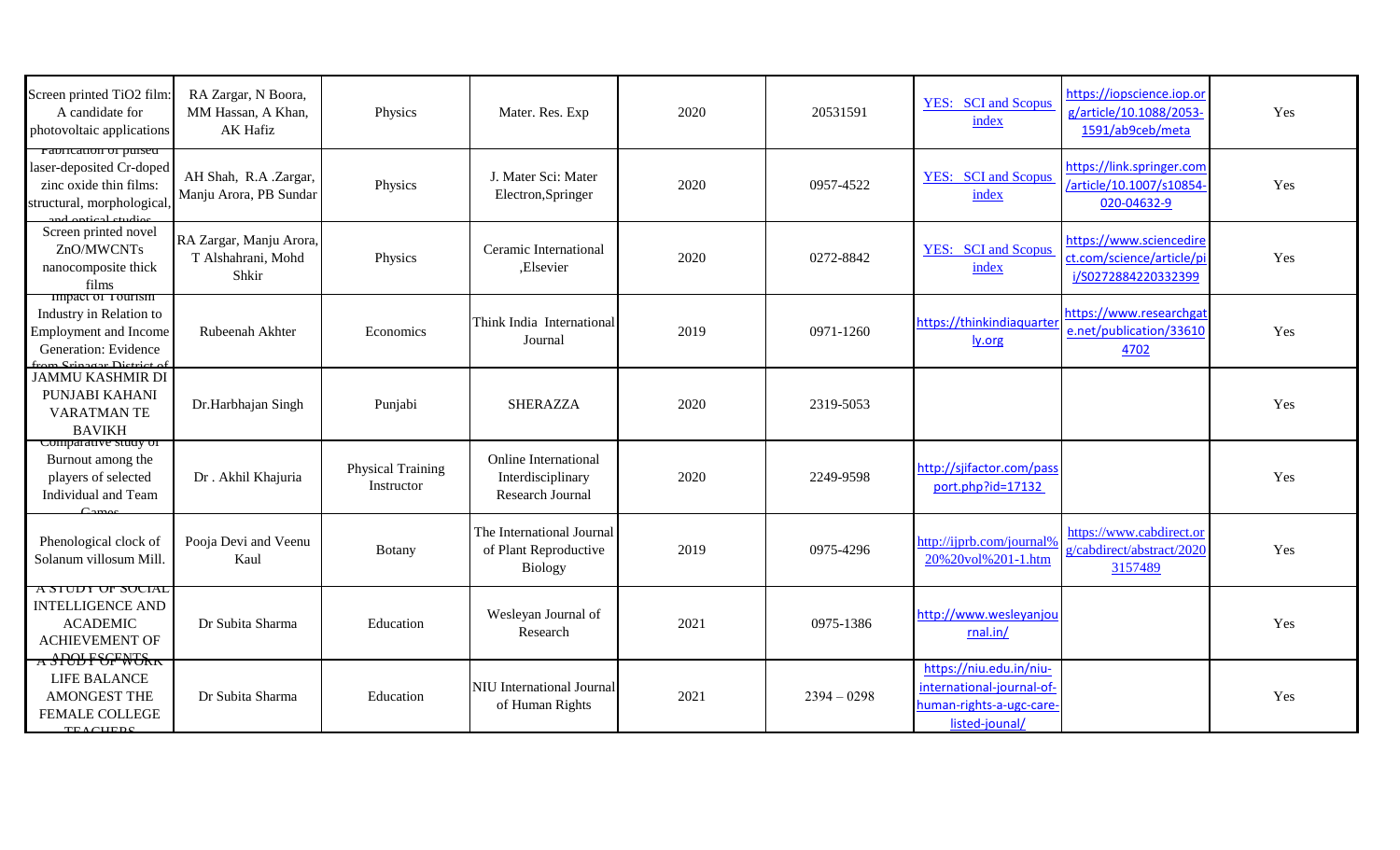| | | | | | | | | |
|---|---|---|---|---|---|---|---|---|
| Screen printed $TiO_2$ film: A candidate for photovoltaic applications | RA Zargar, N Boora, MM Hassan, A Khan, AK Hafiz | Physics | Mater. Res. Exp | 2020 | 20531591 | YES: SCI and Scopus index | https://iopscience.iop.org/article/10.1088/2053-1591/ab9ceb/meta | Yes |
| Fabrication of pulsed laser-deposited Cr-doped zinc oxide thin films: structural, morphological, and optical studies | AH Shah, R.A .Zargar, Manju Arora, PB Sundar | Physics | J. Mater Sci: Mater Electron,Springer | 2020 | 0957-4522 | YES: SCI and Scopus index | https://link.springer.com/article/10.1007/s10854-020-04632-9 | Yes |
| Screen printed novel ZnO/MWCNTs nanocomposite thick films | RA Zargar, Manju Arora, T Alshahrani, Mohd Shkir | Physics | Ceramic International ,Elsevier | 2020 | 0272-8842 | YES: SCI and Scopus index | https://www.sciencedirect.com/science/article/pii/S0272884220332399 | Yes |
| Impact of Tourism Industry in Relation to Employment and Income Generation: Evidence from Srinagar District of | Rubeenah Akhter | Economics | Think India International Journal | 2019 | 0971-1260 | https://thinkindiaquarterly.org | https://www.researchgate.net/publication/336104702 | Yes |
| JAMMU KASHMIR DI PUNJABI KAHANI VARATMAN TE BAVIKH | Dr.Harbhajan Singh | Punjabi | SHERAZZA | 2020 | 2319-5053 | | | Yes |
| Comparative study of Burnout among the players of selected Individual and Team Games | Dr . Akhil Khajuria | Physical Training Instructor | Online International Interdisciplinary Research Journal | 2020 | 2249-9598 | http://sjifactor.com/passport.php?id=17132 | | Yes |
| Phenological clock of Solanum villosum Mill. | Pooja Devi and Veenu Kaul | Botany | The International Journal of Plant Reproductive Biology | 2019 | 0975-4296 | http://ijprb.com/journal%20%20vol%201-1.htm | https://www.cabdirect.org/cabdirect/abstract/20203157489 | Yes |
| A STUDY OF SOCIAL INTELLIGENCE AND ACADEMIC ACHIEVEMENT OF ADOLESCENTS | Dr Subita Sharma | Education | Wesleyan Journal of Research | 2021 | 0975-1386 | http://www.wesleyanjournal.in/ | | Yes |
| A STUDY OF WORK LIFE BALANCE AMONGEST THE FEMALE COLLEGE TEACHERS | Dr Subita Sharma | Education | NIU International Journal of Human Rights | 2021 | 2394 – 0298 | https://niu.edu.in/niu-international-journal-of-human-rights-a-ugc-care-listed-jounal/ | | Yes |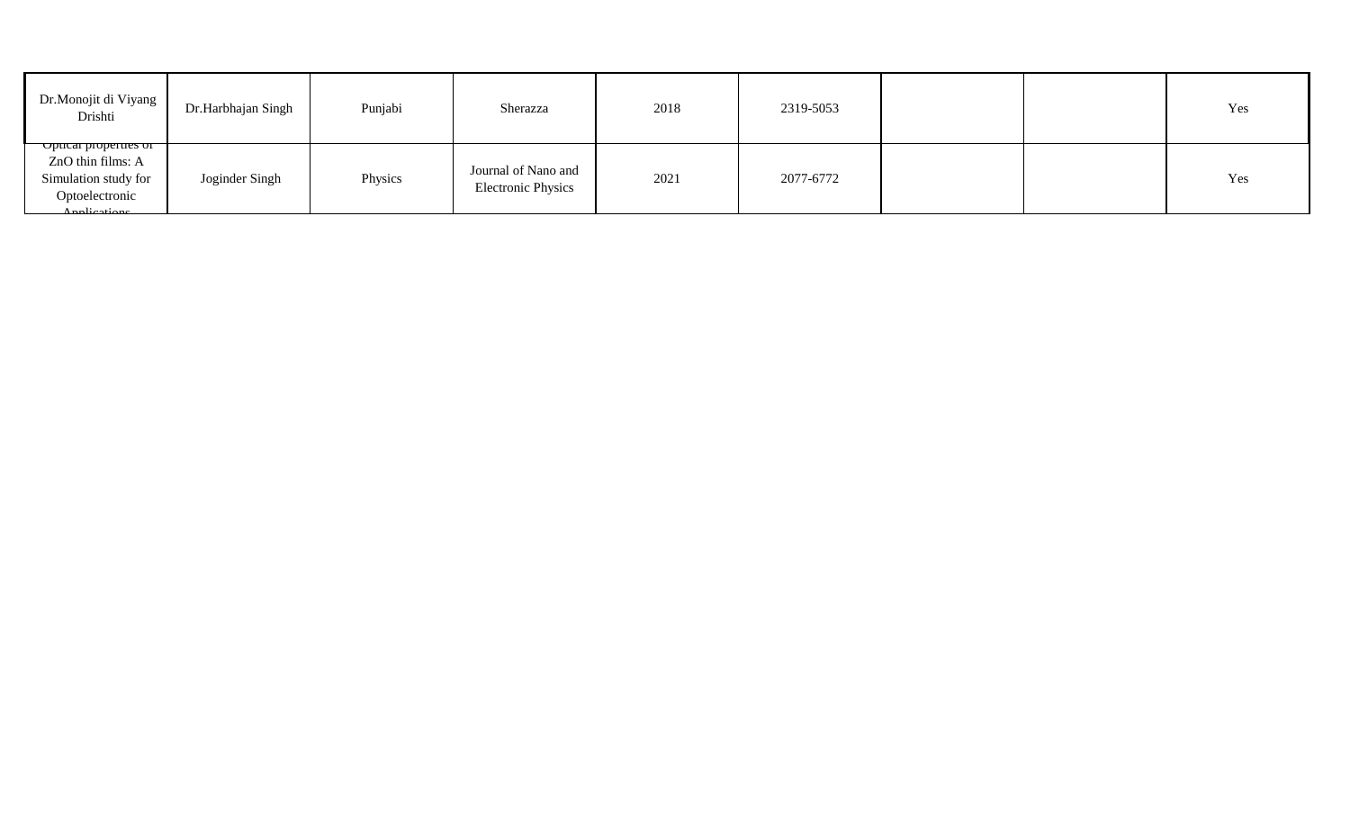| | | | | | | | | |
|---|---|---|---|---|---|---|---|---|
| Dr.Monojit di Viyang Drishti | Dr.Harbhajan Singh | Punjabi | Sherazza | 2018 | 2319-5053 | | | Yes |
| Optical properties of ZnO thin films: A Simulation study for Optoelectronic Applications | Joginder Singh | Physics | Journal of Nano and Electronic Physics | 2021 | 2077-6772 | | | Yes |